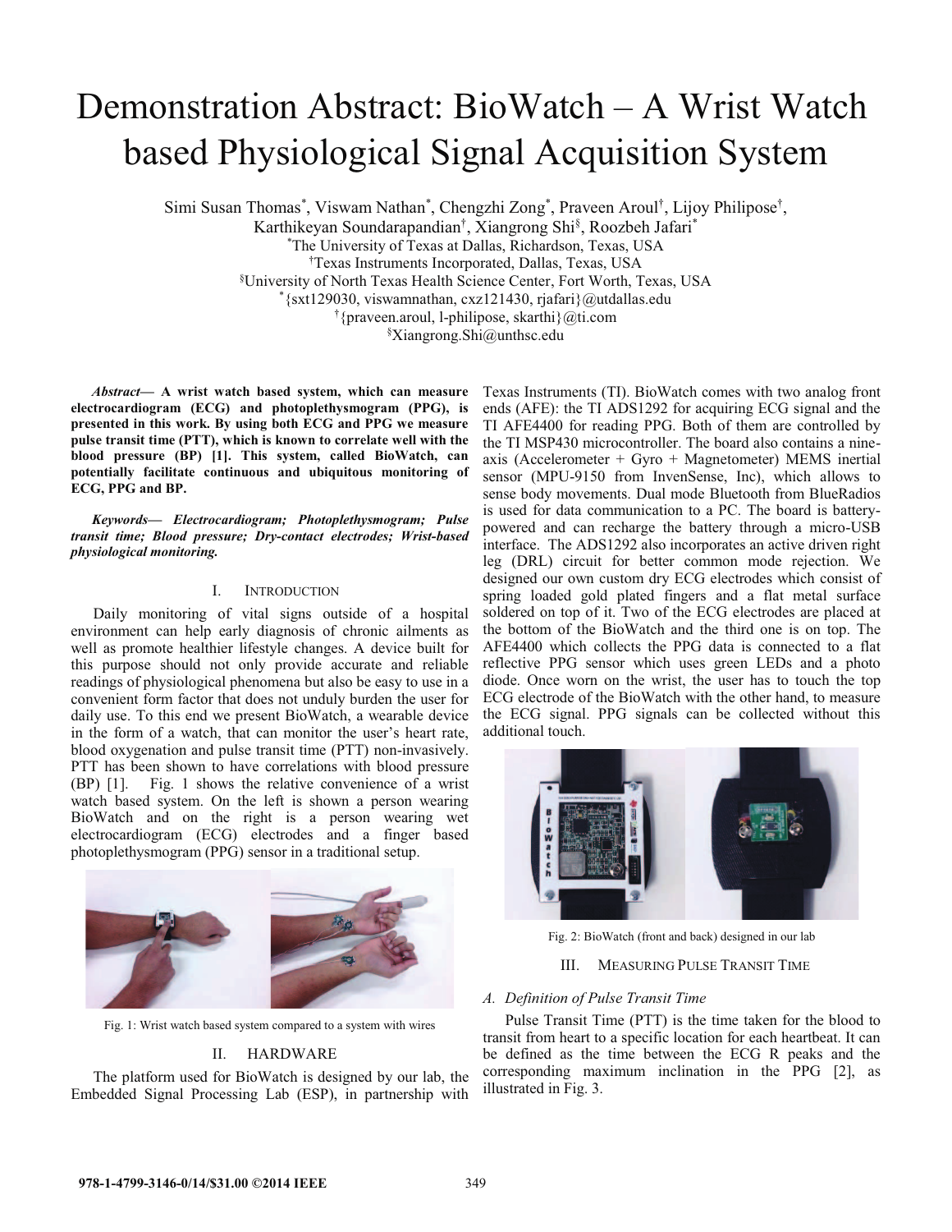# Demonstration Abstract: BioWatch – A Wrist Watch based Physiological Signal Acquisition System

Simi Susan Thomas*, Viswam Nathan*, Chengzhi Zong*, Praveen Aroul†, Lijoy Philipose†, Karthikeyan Soundarapandian†, Xiangrong Shi§, Roozbeh Jafari*

*The University of Texas at Dallas, Richardson, Texas, USA
†Texas Instruments Incorporated, Dallas, Texas, USA
§University of North Texas Health Science Center, Fort Worth, Texas, USA
*{sxt129030, viswamnathan, cxz121430, rjafari}@utdallas.edu
†{praveen.aroul, l-philipose, skarthi}@ti.com
§Xiangrong.Shi@unthsc.edu

***Abstract*— A wrist watch based system, which can measure electrocardiogram (ECG) and photoplethysmogram (PPG), is presented in this work. By using both ECG and PPG we measure pulse transit time (PTT), which is known to correlate well with the blood pressure (BP) [1]. This system, called BioWatch, can potentially facilitate continuous and ubiquitous monitoring of ECG, PPG and BP.**

***Keywords— Electrocardiogram; Photoplethysmogram; Pulse transit time; Blood pressure; Dry-contact electrodes; Wrist-based physiological monitoring.***

## I. Introduction

Daily monitoring of vital signs outside of a hospital environment can help early diagnosis of chronic ailments as well as promote healthier lifestyle changes. A device built for this purpose should not only provide accurate and reliable readings of physiological phenomena but also be easy to use in a convenient form factor that does not unduly burden the user for daily use. To this end we present BioWatch, a wearable device in the form of a watch, that can monitor the user's heart rate, blood oxygenation and pulse transit time (PTT) non-invasively. PTT has been shown to have correlations with blood pressure (BP) [1]. Fig. 1 shows the relative convenience of a wrist watch based system. On the left is shown a person wearing BioWatch and on the right is a person wearing wet electrocardiogram (ECG) electrodes and a finger based photoplethysmogram (PPG) sensor in a traditional setup.

Fig. 1: Wrist watch based system compared to a system with wires

## II. Hardware

The platform used for BioWatch is designed by our lab, the Embedded Signal Processing Lab (ESP), in partnership with Texas Instruments (TI). BioWatch comes with two analog front ends (AFE): the TI ADS1292 for acquiring ECG signal and the TI AFE4400 for reading PPG. Both of them are controlled by the TI MSP430 microcontroller. The board also contains a nine-axis (Accelerometer + Gyro + Magnetometer) MEMS inertial sensor (MPU-9150 from InvenSense, Inc), which allows to sense body movements. Dual mode Bluetooth from BlueRadios is used for data communication to a PC. The board is battery-powered and can recharge the battery through a micro-USB interface. The ADS1292 also incorporates an active driven right leg (DRL) circuit for better common mode rejection. We designed our own custom dry ECG electrodes which consist of spring loaded gold plated fingers and a flat metal surface soldered on top of it. Two of the ECG electrodes are placed at the bottom of the BioWatch and the third one is on top. The AFE4400 which collects the PPG data is connected to a flat reflective PPG sensor which uses green LEDs and a photo diode. Once worn on the wrist, the user has to touch the top ECG electrode of the BioWatch with the other hand, to measure the ECG signal. PPG signals can be collected without this additional touch.

Fig. 2: BioWatch (front and back) designed in our lab

## III. Measuring Pulse Transit Time

### *A. Definition of Pulse Transit Time*

Pulse Transit Time (PTT) is the time taken for the blood to transit from heart to a specific location for each heartbeat. It can be defined as the time between the ECG R peaks and the corresponding maximum inclination in the PPG [2], as illustrated in Fig. 3.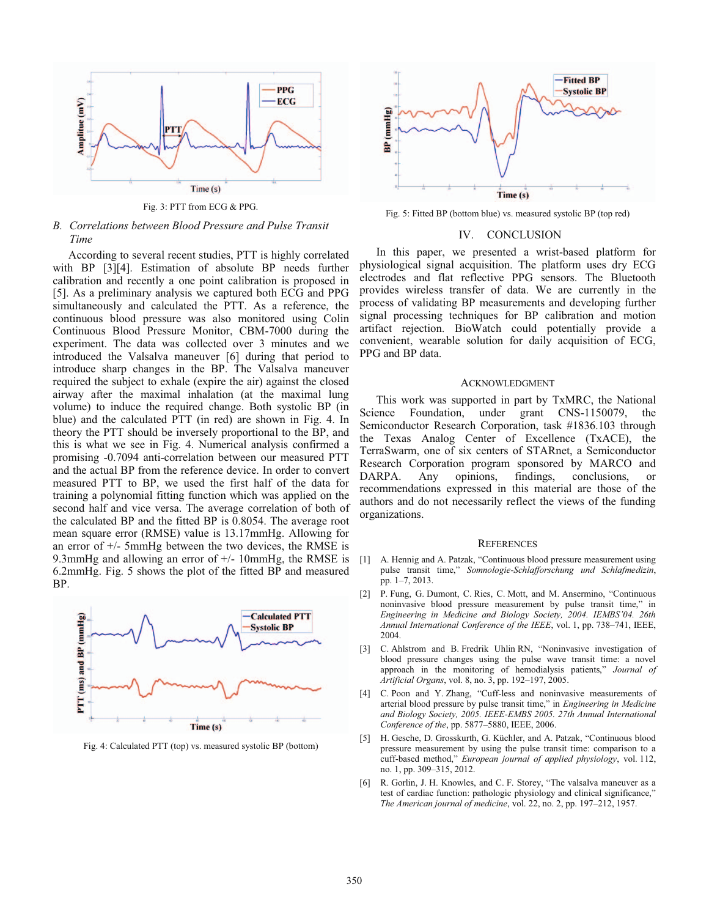PPG

ECG

PTT

Amplitue (mV)

Time (s)

Fig. 3: PTT from ECG & PPG.

### B. Correlations between Blood Pressure and Pulse Transit Time

According to several recent studies, PTT is highly correlated with BP [3][4]. Estimation of absolute BP needs further calibration and recently a one point calibration is proposed in [5]. As a preliminary analysis we captured both ECG and PPG simultaneously and calculated the PTT. As a reference, the continuous blood pressure was also monitored using Colin Continuous Blood Pressure Monitor, CBM-7000 during the experiment. The data was collected over 3 minutes and we introduced the Valsalva maneuver [6] during that period to introduce sharp changes in the BP. The Valsalva maneuver required the subject to exhale (expire the air) against the closed airway after the maximal inhalation (at the maximal lung volume) to induce the required change. Both systolic BP (in blue) and the calculated PTT (in red) are shown in Fig. 4. In theory the PTT should be inversely proportional to the BP, and this is what we see in Fig. 4. Numerical analysis confirmed a promising -0.7094 anti-correlation between our measured PTT and the actual BP from the reference device. In order to convert measured PTT to BP, we used the first half of the data for training a polynomial fitting function which was applied on the second half and vice versa. The average correlation of both of the calculated BP and the fitted BP is 0.8054. The average root mean square error (RMSE) value is 13.17mmHg. Allowing for an error of +/- 5mmHg between the two devices, the RMSE is 9.3mmHg and allowing an error of +/- 10mmHg, the RMSE is 6.2mmHg. Fig. 5 shows the plot of the fitted BP and measured BP.

Calculated PTT

Systolic BP

PTT (ms) and BP (mmHg)

Time (s)

Fig. 4: Calculated PTT (top) vs. measured systolic BP (bottom)

Fitted BP

Systolic BP

BP (mmHg)

Time (s)

Fig. 5: Fitted BP (bottom blue) vs. measured systolic BP (top red)

## IV. CONCLUSION

In this paper, we presented a wrist-based platform for physiological signal acquisition. The platform uses dry ECG electrodes and flat reflective PPG sensors. The Bluetooth provides wireless transfer of data. We are currently in the process of validating BP measurements and developing further signal processing techniques for BP calibration and motion artifact rejection. BioWatch could potentially provide a convenient, wearable solution for daily acquisition of ECG, PPG and BP data.

## ACKNOWLEDGMENT

This work was supported in part by TxMRC, the National Science Foundation, under grant CNS-1150079, the Semiconductor Research Corporation, task #1836.103 through the Texas Analog Center of Excellence (TxACE), the TerraSwarm, one of six centers of STARnet, a Semiconductor Research Corporation program sponsored by MARCO and DARPA. Any opinions, findings, conclusions, or recommendations expressed in this material are those of the authors and do not necessarily reflect the views of the funding organizations.

## REFERENCES

[1] A. Hennig and A. Patzak, "Continuous blood pressure measurement using pulse transit time," *Somnologie-Schlafforschung und Schlafmedizin*, pp. 1–7, 2013.

[2] P. Fung, G. Dumont, C. Ries, C. Mott, and M. Ansermino, "Continuous noninvasive blood pressure measurement by pulse transit time," in *Engineering in Medicine and Biology Society, 2004. IEMBS'04. 26th Annual International Conference of the IEEE*, vol. 1, pp. 738–741, IEEE, 2004.

[3] C. Ahlstrom and B. Fredrik Uhlin RN, "Noninvasive investigation of blood pressure changes using the pulse wave transit time: a novel approach in the monitoring of hemodialysis patients," *Journal of Artificial Organs*, vol. 8, no. 3, pp. 192–197, 2005.

[4] C. Poon and Y. Zhang, "Cuff-less and noninvasive measurements of arterial blood pressure by pulse transit time," in *Engineering in Medicine and Biology Society, 2005. IEEE-EMBS 2005. 27th Annual International Conference of the*, pp. 5877–5880, IEEE, 2006.

[5] H. Gesche, D. Grosskurth, G. Küchler, and A. Patzak, "Continuous blood pressure measurement by using the pulse transit time: comparison to a cuff-based method," *European journal of applied physiology*, vol. 112, no. 1, pp. 309–315, 2012.

[6] R. Gorlin, J. H. Knowles, and C. F. Storey, "The valsalva maneuver as a test of cardiac function: pathologic physiology and clinical significance," *The American journal of medicine*, vol. 22, no. 2, pp. 197–212, 1957.